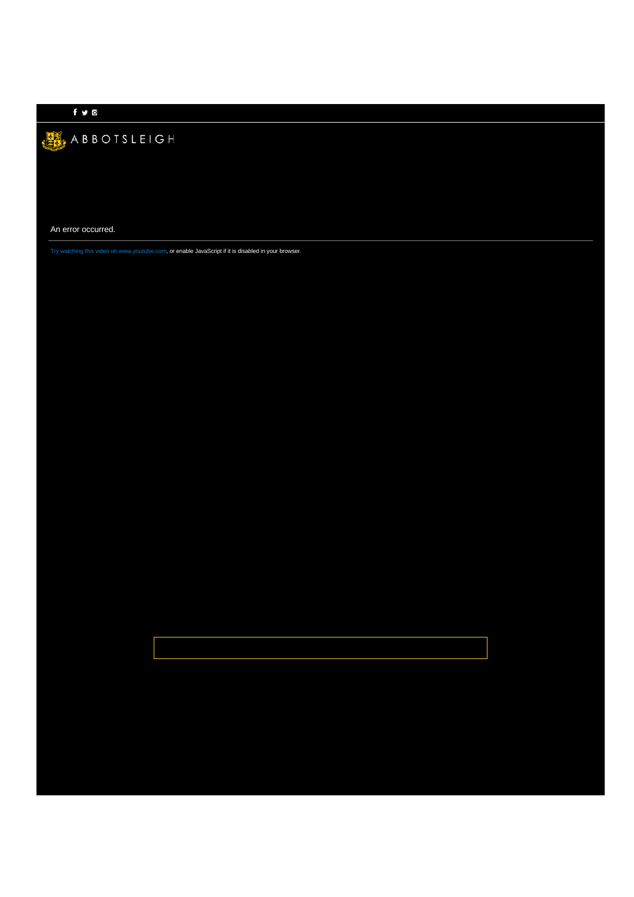ABBOTSLEIGH

An error occurred.

Try watching this video on www.youtube.com, or enable JavaScript if it is disabled in your browser.